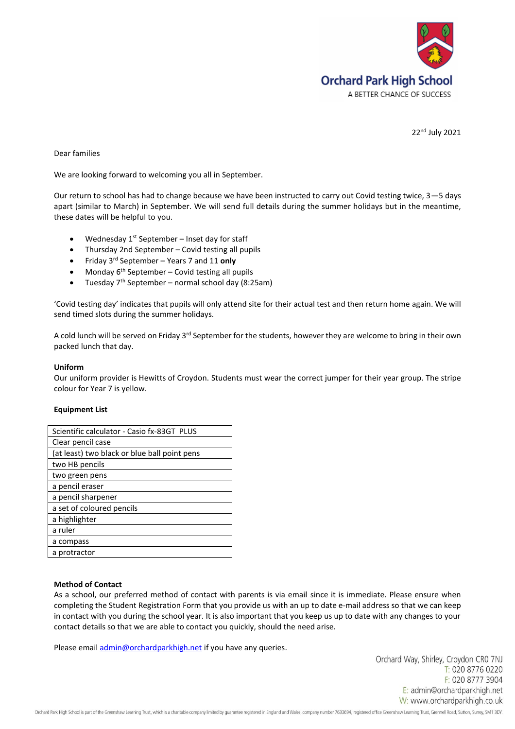Orchard Park High School

A BETTER CHANCE OF SUCCESS

22nd July 2021

Dear families

We are looking forward to welcoming you all in September.

Our return to school has had to change because we have been instructed to carry out Covid testing twice, 3—5 days apart (similar to March) in September. We will send full details during the summer holidays but in the meantime, these dates will be helpful to you.

- Wednesday 1st September – Inset day for staff
- Thursday 2nd September – Covid testing all pupils
- Friday 3rd September – Years 7 and 11 **only**
- Monday 6th September – Covid testing all pupils
- Tuesday 7th September – normal school day (8:25am)

'Covid testing day' indicates that pupils will only attend site for their actual test and then return home again. We will send timed slots during the summer holidays.

A cold lunch will be served on Friday 3rd September for the students, however they are welcome to bring in their own packed lunch that day.

**Uniform**

Our uniform provider is Hewitts of Croydon. Students must wear the correct jumper for their year group. The stripe colour for Year 7 is yellow.

**Equipment List**

| Scientific calculator - Casio fx-83GT PLUS |
|---|
| Clear pencil case |
| (at least) two black or blue ball point pens |
| two HB pencils |
| two green pens |
| a pencil eraser |
| a pencil sharpener |
| a set of coloured pencils |
| a highlighter |
| a ruler |
| a compass |
| a protractor |

**Method of Contact**

As a school, our preferred method of contact with parents is via email since it is immediate. Please ensure when completing the Student Registration Form that you provide us with an up to date e-mail address so that we can keep in contact with you during the school year. It is also important that you keep us up to date with any changes to your contact details so that we are able to contact you quickly, should the need arise.

Please email admin@orchardparkhigh.net if you have any queries.

Orchard Way, Shirley, Croydon CR0 7NJ
T: 020 8776 0220
F: 020 8777 3904
E: admin@orchardparkhigh.net
W: www.orchardparkhigh.co.uk

Orchard Park High School is part of the Greenshaw Learning Trust, which is a charitable company limited by guarantee registered in England and Wales, company number 7633694, registered office Greenshaw Learning Trust, Grennell Road, Sutton, Surrey, SM1 3DY.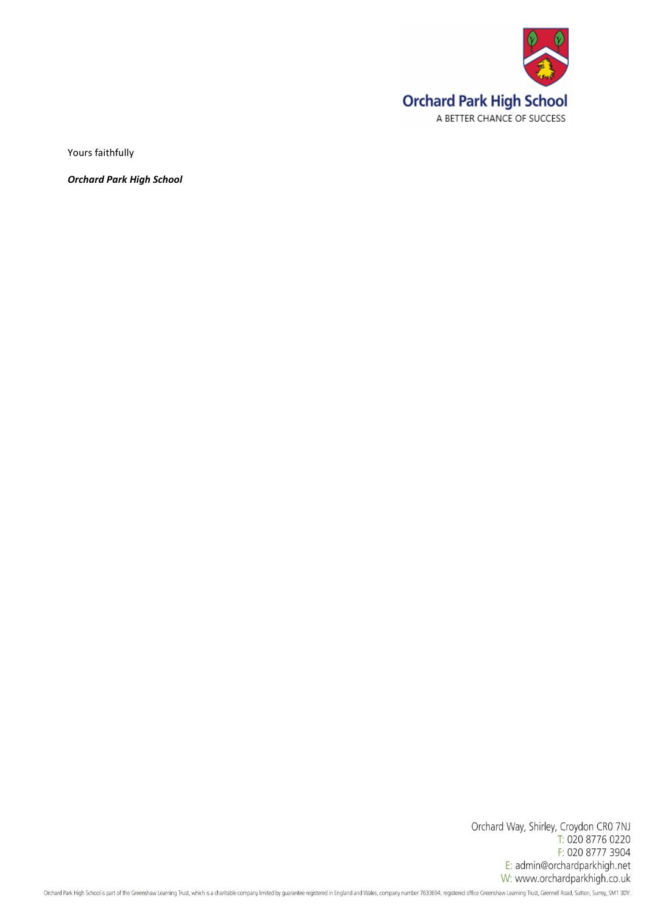Yours faithfully

***Orchard Park High School***